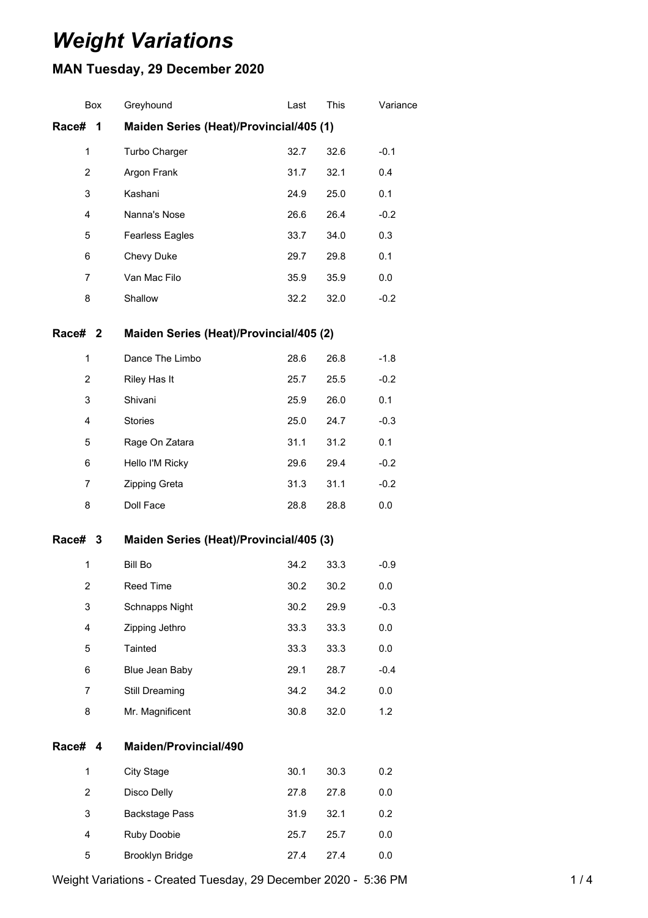# *Weight Variations*

## MAN Tuesday, 29 December 2020

| Box | Greyhound | Last | This | Variance |
|---|---|---|---|---|
| **Race# 1** | **Maiden Series (Heat)/Provincial/405 (1)** | | | |
| 1 | Turbo Charger | 32.7 | 32.6 | -0.1 |
| 2 | Argon Frank | 31.7 | 32.1 | 0.4 |
| 3 | Kashani | 24.9 | 25.0 | 0.1 |
| 4 | Nanna's Nose | 26.6 | 26.4 | -0.2 |
| 5 | Fearless Eagles | 33.7 | 34.0 | 0.3 |
| 6 | Chevy Duke | 29.7 | 29.8 | 0.1 |
| 7 | Van Mac Filo | 35.9 | 35.9 | 0.0 |
| 8 | Shallow | 32.2 | 32.0 | -0.2 |
| **Race# 2** | **Maiden Series (Heat)/Provincial/405 (2)** | | | |
| 1 | Dance The Limbo | 28.6 | 26.8 | -1.8 |
| 2 | Riley Has It | 25.7 | 25.5 | -0.2 |
| 3 | Shivani | 25.9 | 26.0 | 0.1 |
| 4 | Stories | 25.0 | 24.7 | -0.3 |
| 5 | Rage On Zatara | 31.1 | 31.2 | 0.1 |
| 6 | Hello I'M Ricky | 29.6 | 29.4 | -0.2 |
| 7 | Zipping Greta | 31.3 | 31.1 | -0.2 |
| 8 | Doll Face | 28.8 | 28.8 | 0.0 |
| **Race# 3** | **Maiden Series (Heat)/Provincial/405 (3)** | | | |
| 1 | Bill Bo | 34.2 | 33.3 | -0.9 |
| 2 | Reed Time | 30.2 | 30.2 | 0.0 |
| 3 | Schnapps Night | 30.2 | 29.9 | -0.3 |
| 4 | Zipping Jethro | 33.3 | 33.3 | 0.0 |
| 5 | Tainted | 33.3 | 33.3 | 0.0 |
| 6 | Blue Jean Baby | 29.1 | 28.7 | -0.4 |
| 7 | Still Dreaming | 34.2 | 34.2 | 0.0 |
| 8 | Mr. Magnificent | 30.8 | 32.0 | 1.2 |
| **Race# 4** | **Maiden/Provincial/490** | | | |
| 1 | City Stage | 30.1 | 30.3 | 0.2 |
| 2 | Disco Delly | 27.8 | 27.8 | 0.0 |
| 3 | Backstage Pass | 31.9 | 32.1 | 0.2 |
| 4 | Ruby Doobie | 25.7 | 25.7 | 0.0 |
| 5 | Brooklyn Bridge | 27.4 | 27.4 | 0.0 |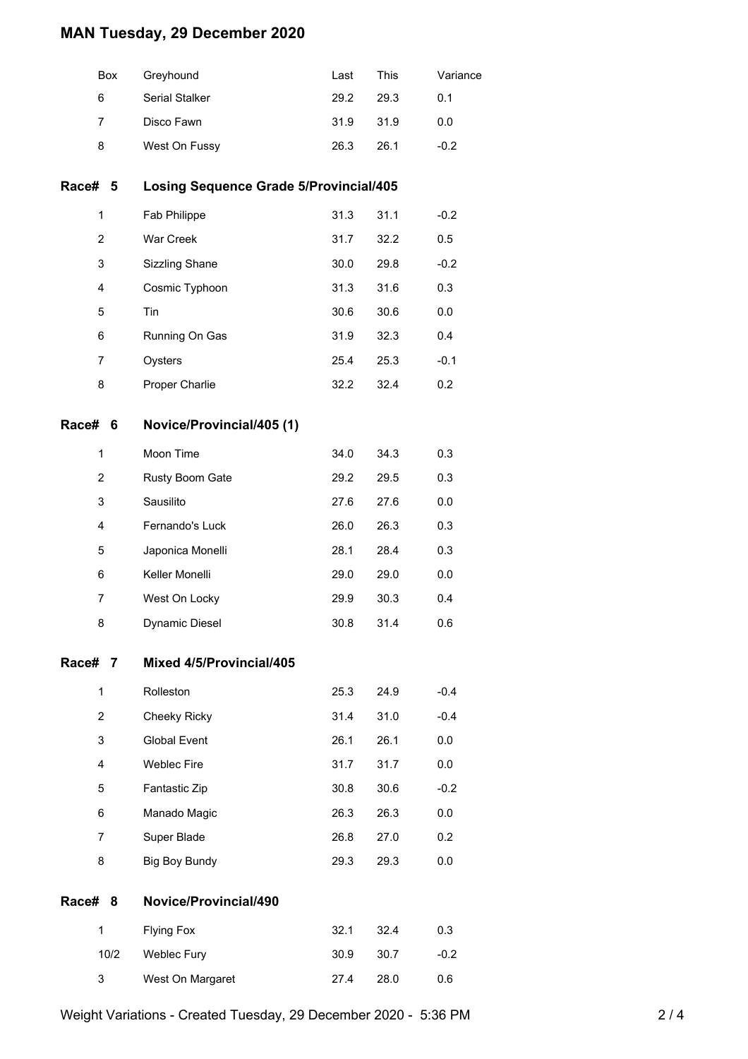# MAN Tuesday, 29 December 2020

| Box | Greyhound | Last | This | Variance |
|---|---|---|---|---|
| 6 | Serial Stalker | 29.2 | 29.3 | 0.1 |
| 7 | Disco Fawn | 31.9 | 31.9 | 0.0 |
| 8 | West On Fussy | 26.3 | 26.1 | -0.2 |

## Race# 5 Losing Sequence Grade 5/Provincial/405

| Box | Greyhound | Last | This | Variance |
|---|---|---|---|---|
| 1 | Fab Philippe | 31.3 | 31.1 | -0.2 |
| 2 | War Creek | 31.7 | 32.2 | 0.5 |
| 3 | Sizzling Shane | 30.0 | 29.8 | -0.2 |
| 4 | Cosmic Typhoon | 31.3 | 31.6 | 0.3 |
| 5 | Tin | 30.6 | 30.6 | 0.0 |
| 6 | Running On Gas | 31.9 | 32.3 | 0.4 |
| 7 | Oysters | 25.4 | 25.3 | -0.1 |
| 8 | Proper Charlie | 32.2 | 32.4 | 0.2 |

## Race# 6 Novice/Provincial/405 (1)

| Box | Greyhound | Last | This | Variance |
|---|---|---|---|---|
| 1 | Moon Time | 34.0 | 34.3 | 0.3 |
| 2 | Rusty Boom Gate | 29.2 | 29.5 | 0.3 |
| 3 | Sausilito | 27.6 | 27.6 | 0.0 |
| 4 | Fernando's Luck | 26.0 | 26.3 | 0.3 |
| 5 | Japonica Monelli | 28.1 | 28.4 | 0.3 |
| 6 | Keller Monelli | 29.0 | 29.0 | 0.0 |
| 7 | West On Locky | 29.9 | 30.3 | 0.4 |
| 8 | Dynamic Diesel | 30.8 | 31.4 | 0.6 |

## Race# 7 Mixed 4/5/Provincial/405

| Box | Greyhound | Last | This | Variance |
|---|---|---|---|---|
| 1 | Rolleston | 25.3 | 24.9 | -0.4 |
| 2 | Cheeky Ricky | 31.4 | 31.0 | -0.4 |
| 3 | Global Event | 26.1 | 26.1 | 0.0 |
| 4 | Weblec Fire | 31.7 | 31.7 | 0.0 |
| 5 | Fantastic Zip | 30.8 | 30.6 | -0.2 |
| 6 | Manado Magic | 26.3 | 26.3 | 0.0 |
| 7 | Super Blade | 26.8 | 27.0 | 0.2 |
| 8 | Big Boy Bundy | 29.3 | 29.3 | 0.0 |

## Race# 8 Novice/Provincial/490

| Box | Greyhound | Last | This | Variance |
|---|---|---|---|---|
| 1 | Flying Fox | 32.1 | 32.4 | 0.3 |
| 10/2 | Weblec Fury | 30.9 | 30.7 | -0.2 |
| 3 | West On Margaret | 27.4 | 28.0 | 0.6 |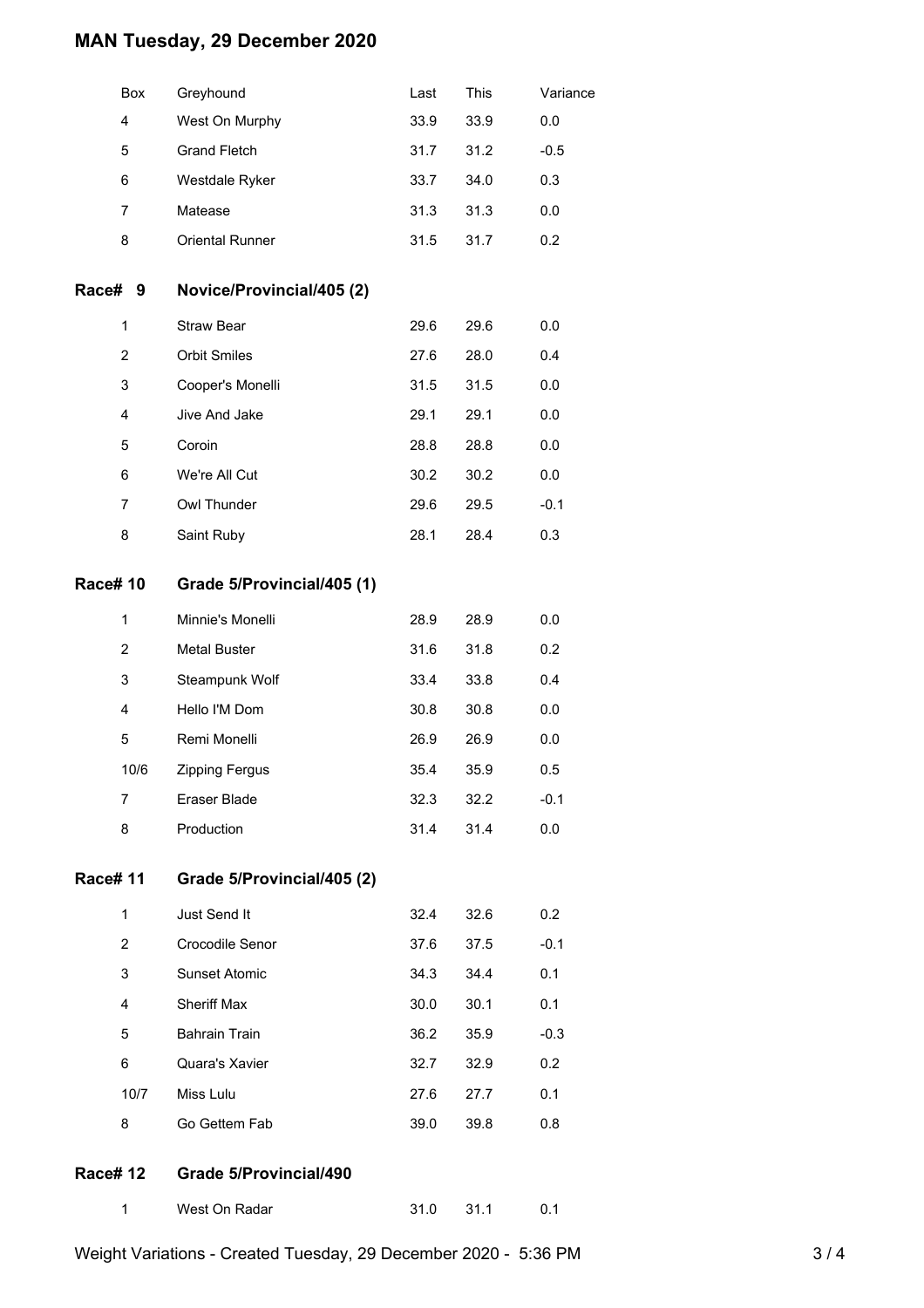# MAN Tuesday, 29 December 2020

| Box | Greyhound | Last | This | Variance |
|---|---|---|---|---|
| 4 | West On Murphy | 33.9 | 33.9 | 0.0 |
| 5 | Grand Fletch | 31.7 | 31.2 | -0.5 |
| 6 | Westdale Ryker | 33.7 | 34.0 | 0.3 |
| 7 | Matease | 31.3 | 31.3 | 0.0 |
| 8 | Oriental Runner | 31.5 | 31.7 | 0.2 |

## Race# 9 Novice/Provincial/405 (2)

| Box | Greyhound | Last | This | Variance |
|---|---|---|---|---|
| 1 | Straw Bear | 29.6 | 29.6 | 0.0 |
| 2 | Orbit Smiles | 27.6 | 28.0 | 0.4 |
| 3 | Cooper's Monelli | 31.5 | 31.5 | 0.0 |
| 4 | Jive And Jake | 29.1 | 29.1 | 0.0 |
| 5 | Coroin | 28.8 | 28.8 | 0.0 |
| 6 | We're All Cut | 30.2 | 30.2 | 0.0 |
| 7 | Owl Thunder | 29.6 | 29.5 | -0.1 |
| 8 | Saint Ruby | 28.1 | 28.4 | 0.3 |

## Race# 10 Grade 5/Provincial/405 (1)

| Box | Greyhound | Last | This | Variance |
|---|---|---|---|---|
| 1 | Minnie's Monelli | 28.9 | 28.9 | 0.0 |
| 2 | Metal Buster | 31.6 | 31.8 | 0.2 |
| 3 | Steampunk Wolf | 33.4 | 33.8 | 0.4 |
| 4 | Hello I'M Dom | 30.8 | 30.8 | 0.0 |
| 5 | Remi Monelli | 26.9 | 26.9 | 0.0 |
| 10/6 | Zipping Fergus | 35.4 | 35.9 | 0.5 |
| 7 | Eraser Blade | 32.3 | 32.2 | -0.1 |
| 8 | Production | 31.4 | 31.4 | 0.0 |

## Race# 11 Grade 5/Provincial/405 (2)

| Box | Greyhound | Last | This | Variance |
|---|---|---|---|---|
| 1 | Just Send It | 32.4 | 32.6 | 0.2 |
| 2 | Crocodile Senor | 37.6 | 37.5 | -0.1 |
| 3 | Sunset Atomic | 34.3 | 34.4 | 0.1 |
| 4 | Sheriff Max | 30.0 | 30.1 | 0.1 |
| 5 | Bahrain Train | 36.2 | 35.9 | -0.3 |
| 6 | Quara's Xavier | 32.7 | 32.9 | 0.2 |
| 10/7 | Miss Lulu | 27.6 | 27.7 | 0.1 |
| 8 | Go Gettem Fab | 39.0 | 39.8 | 0.8 |

## Race# 12 Grade 5/Provincial/490

| Box | Greyhound | Last | This | Variance |
|---|---|---|---|---|
| 1 | West On Radar | 31.0 | 31.1 | 0.1 |

Weight Variations - Created Tuesday, 29 December 2020 - 5:36 PM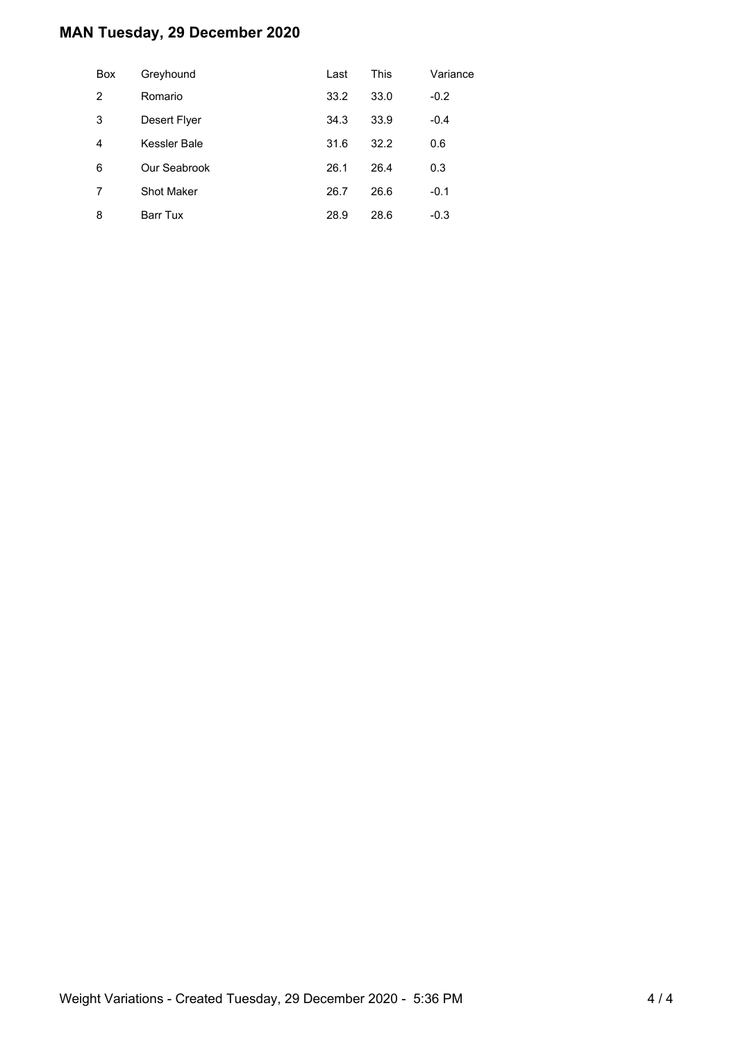## MAN Tuesday, 29 December 2020

| Box | Greyhound | Last | This | Variance |
|---|---|---|---|---|
| 2 | Romario | 33.2 | 33.0 | -0.2 |
| 3 | Desert Flyer | 34.3 | 33.9 | -0.4 |
| 4 | Kessler Bale | 31.6 | 32.2 | 0.6 |
| 6 | Our Seabrook | 26.1 | 26.4 | 0.3 |
| 7 | Shot Maker | 26.7 | 26.6 | -0.1 |
| 8 | Barr Tux | 28.9 | 28.6 | -0.3 |